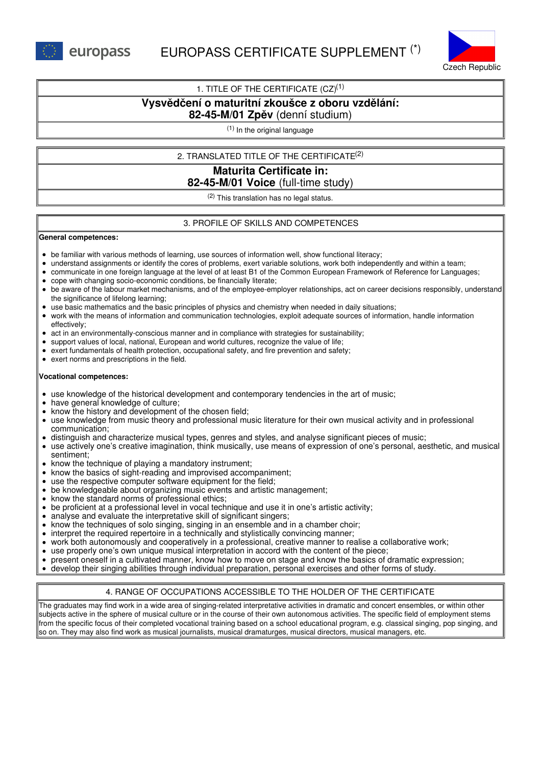europass

# EUROPASS CERTIFICATE SUPPLEMENT (*)

Czech Republic

## 1. TITLE OF THE CERTIFICATE (CZ)[1]

**Vysvědčení o maturitní zkoušce z oboru vzdělání:**
**82-45-M/01 Zpěv** (denní studium)

[1] In the original language

## 2. TRANSLATED TITLE OF THE CERTIFICATE[2]

**Maturita Certificate in:**
**82-45-M/01 Voice** (full-time study)

[2] This translation has no legal status.

## 3. PROFILE OF SKILLS AND COMPETENCES

**General competences:**

- be familiar with various methods of learning, use sources of information well, show functional literacy;
- understand assignments or identify the cores of problems, exert variable solutions, work both independently and within a team;
- communicate in one foreign language at the level of at least B1 of the Common European Framework of Reference for Languages;
- cope with changing socio-economic conditions, be financially literate;
- be aware of the labour market mechanisms, and of the employee-employer relationships, act on career decisions responsibly, understand the significance of lifelong learning;
- use basic mathematics and the basic principles of physics and chemistry when needed in daily situations;
- work with the means of information and communication technologies, exploit adequate sources of information, handle information effectively;
- act in an environmentally-conscious manner and in compliance with strategies for sustainability;
- support values of local, national, European and world cultures, recognize the value of life;
- exert fundamentals of health protection, occupational safety, and fire prevention and safety;
- exert norms and prescriptions in the field.

**Vocational competences:**

- use knowledge of the historical development and contemporary tendencies in the art of music;
- have general knowledge of culture;
- know the history and development of the chosen field;
- use knowledge from music theory and professional music literature for their own musical activity and in professional communication;
- distinguish and characterize musical types, genres and styles, and analyse significant pieces of music;
- use actively one's creative imagination, think musically, use means of expression of one's personal, aesthetic, and musical sentiment;
- know the technique of playing a mandatory instrument;
- know the basics of sight-reading and improvised accompaniment;
- use the respective computer software equipment for the field;
- be knowledgeable about organizing music events and artistic management;
- know the standard norms of professional ethics;
- be proficient at a professional level in vocal technique and use it in one's artistic activity;
- analyse and evaluate the interpretative skill of significant singers;
- know the techniques of solo singing, singing in an ensemble and in a chamber choir;
- interpret the required repertoire in a technically and stylistically convincing manner;
- work both autonomously and cooperatively in a professional, creative manner to realise a collaborative work;
- use properly one's own unique musical interpretation in accord with the content of the piece;
- present oneself in a cultivated manner, know how to move on stage and know the basics of dramatic expression;
- develop their singing abilities through individual preparation, personal exercises and other forms of study.

## 4. RANGE OF OCCUPATIONS ACCESSIBLE TO THE HOLDER OF THE CERTIFICATE

The graduates may find work in a wide area of singing-related interpretative activities in dramatic and concert ensembles, or within other subjects active in the sphere of musical culture or in the course of their own autonomous activities. The specific field of employment stems from the specific focus of their completed vocational training based on a school educational program, e.g. classical singing, pop singing, and so on. They may also find work as musical journalists, musical dramaturges, musical directors, musical managers, etc.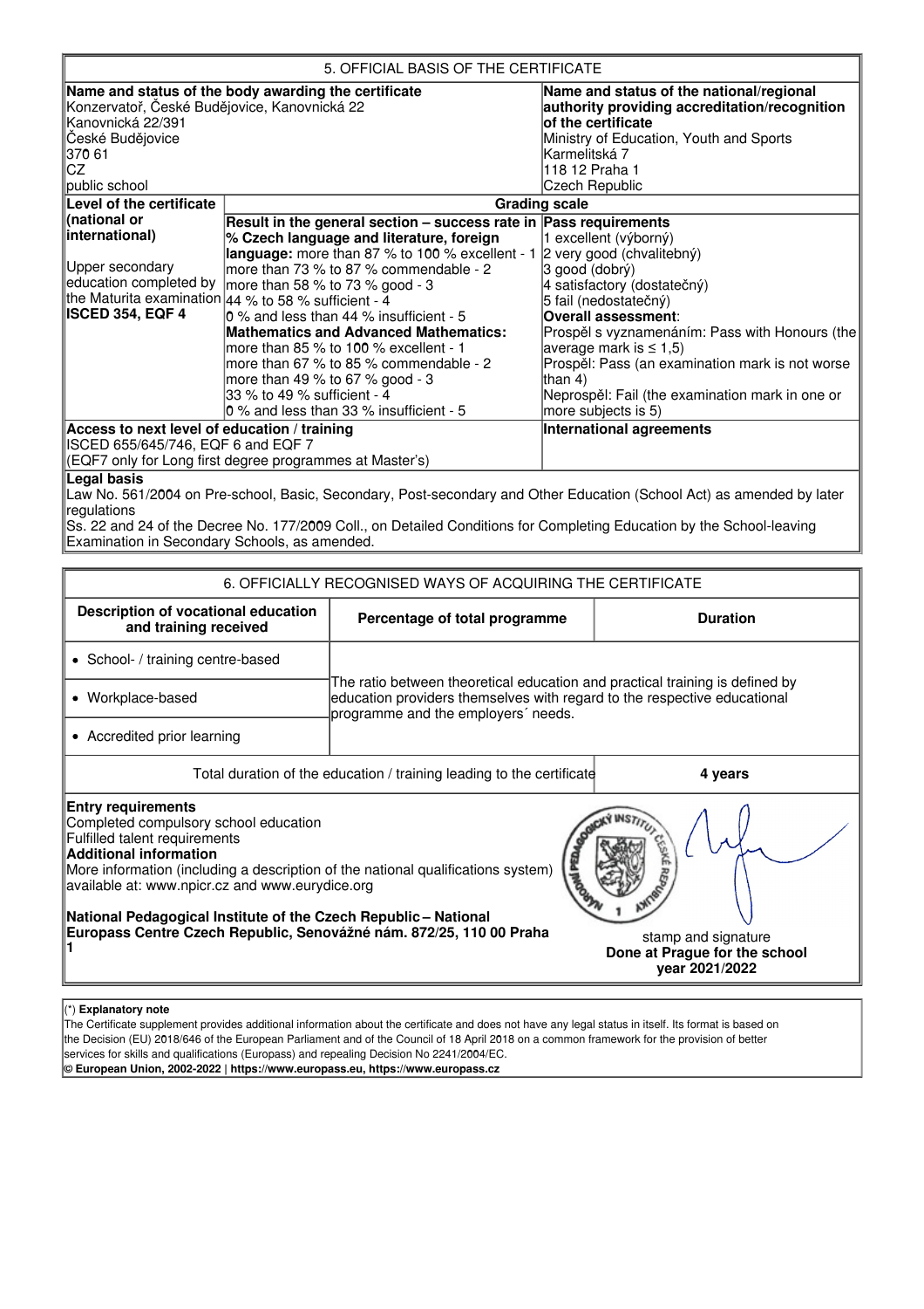## 5. OFFICIAL BASIS OF THE CERTIFICATE

| Name and status of the body awarding the certificate | Name and status of the national/regional authority providing accreditation/recognition of the certificate |
|---|---|
| Konzervatoř, České Budějovice, Kanovnická 22<br>Kanovnická 22/391<br>České Budějovice<br>370 61<br>CZ<br>public school | Ministry of Education, Youth and Sports<br>Karmelitská 7<br>118 12 Praha 1<br>Czech Republic |

| Level of the certificate (national or international) | Grading scale | |
|---|---|---|
| Upper secondary education completed by the Maturita examination<br>**ISCED 354, EQF 4** | **Result in the general section – success rate in % Czech language and literature, foreign language:** more than 87 % to 100 % excellent - 1<br>more than 73 % to 87 % commendable - 2<br>more than 58 % to 73 % good - 3<br>44 % to 58 % sufficient - 4<br>0 % and less than 44 % insufficient - 5<br>**Mathematics and Advanced Mathematics:**<br>more than 85 % to 100 % excellent - 1<br>more than 67 % to 85 % commendable - 2<br>more than 49 % to 67 % good - 3<br>33 % to 49 % sufficient - 4<br>0 % and less than 33 % insufficient - 5 | **Pass requirements**<br>1 excellent (výborný)<br>2 very good (chvalitebný)<br>3 good (dobrý)<br>4 satisfactory (dostatečný)<br>5 fail (nedostatečný)<br>**Overall assessment**:<br>Prospěl s vyznamenáním: Pass with Honours (the average mark is ≤ 1,5)<br>Prospěl: Pass (an examination mark is not worse than 4)<br>Neprospěl: Fail (the examination mark in one or more subjects is 5) |

| Access to next level of education / training | International agreements |
|---|---|
| ISCED 655/645/746, EQF 6 and EQF 7<br>(EQF7 only for Long first degree programmes at Master's) | |

**Legal basis**

Law No. 561/2004 on Pre-school, Basic, Secondary, Post-secondary and Other Education (School Act) as amended by later regulations

Ss. 22 and 24 of the Decree No. 177/2009 Coll., on Detailed Conditions for Completing Education by the School-leaving Examination in Secondary Schools, as amended.

## 6. OFFICIALLY RECOGNISED WAYS OF ACQUIRING THE CERTIFICATE

| Description of vocational education and training received | Percentage of total programme | Duration |
|---|---|---|
| • School- / training centre-based | The ratio between theoretical education and practical training is defined by education providers themselves with regard to the respective educational programme and the employers´ needs. | |
| • Workplace-based | | |
| • Accredited prior learning | | |
| Total duration of the education / training leading to the certificate | | **4 years** |

**Entry requirements**

Completed compulsory school education

Fulfilled talent requirements

**Additional information**

More information (including a description of the national qualifications system) available at: www.npicr.cz and www.eurydice.org

**National Pedagogical Institute of the Czech Republic – National Europass Centre Czech Republic, Senovážné nám. 872/25, 110 00 Praha 1**

stamp and signature

**Done at Prague for the school year 2021/2022**

(*) **Explanatory note**

The Certificate supplement provides additional information about the certificate and does not have any legal status in itself. Its format is based on the Decision (EU) 2018/646 of the European Parliament and of the Council of 18 April 2018 on a common framework for the provision of better services for skills and qualifications (Europass) and repealing Decision No 2241/2004/EC.

**© European Union, 2002-2022 | https://www.europass.eu, https://www.europass.cz**